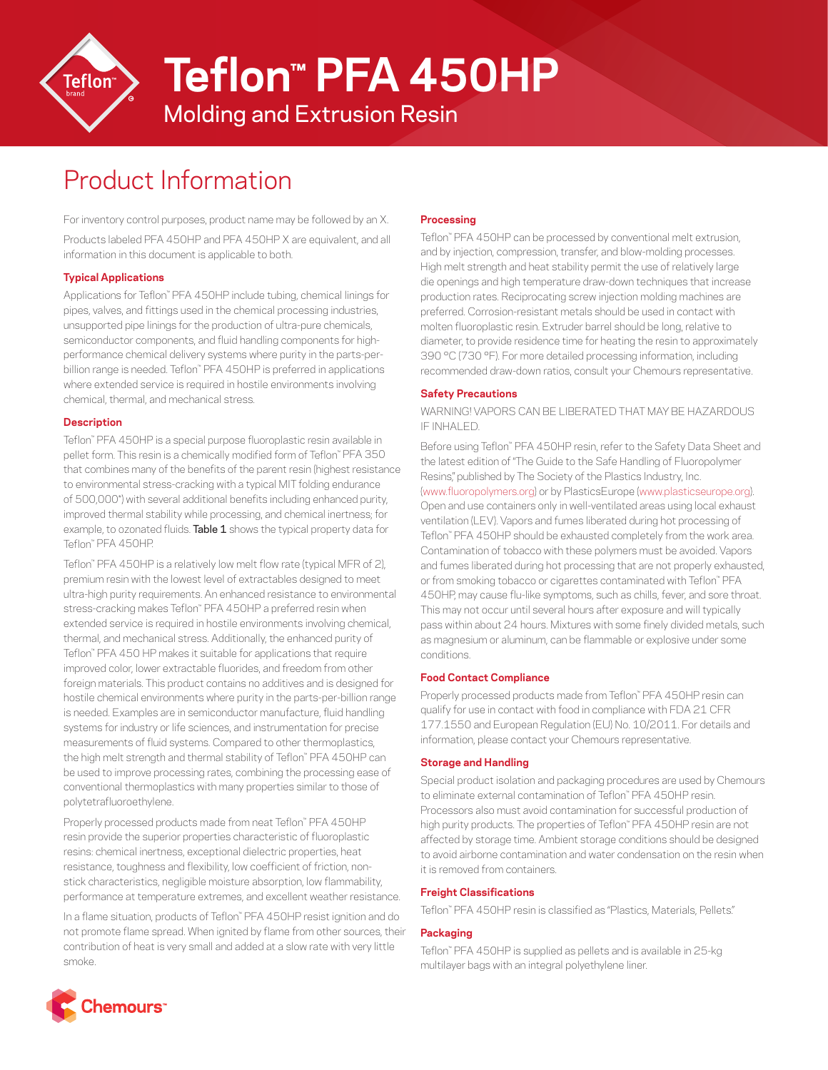# Teflon™ PFA 450HP

## Molding and Extrusion Resin

# Product Information

For inventory control purposes, product name may be followed by an X.

Products labeled PFA 450HP and PFA 450HP X are equivalent, and all information in this document is applicable to both.

### Typical Applications

Applications for Teflon™ PFA 450HP include tubing, chemical linings for pipes, valves, and fittings used in the chemical processing industries, unsupported pipe linings for the production of ultra-pure chemicals, semiconductor components, and fluid handling components for high-performance chemical delivery systems where purity in the parts-per-billion range is needed. Teflon™ PFA 450HP is preferred in applications where extended service is required in hostile environments involving chemical, thermal, and mechanical stress.

### Description

Teflon™ PFA 450HP is a special purpose fluoroplastic resin available in pellet form. This resin is a chemically modified form of Teflon™ PFA 350 that combines many of the benefits of the parent resin (highest resistance to environmental stress-cracking with a typical MIT folding endurance of 500,000*) with several additional benefits including enhanced purity, improved thermal stability while processing, and chemical inertness; for example, to ozonated fluids. **Table 1** shows the typical property data for Teflon™ PFA 450HP.

Teflon™ PFA 450HP is a relatively low melt flow rate (typical MFR of 2), premium resin with the lowest level of extractables designed to meet ultra-high purity requirements. An enhanced resistance to environmental stress-cracking makes Teflon™ PFA 450HP a preferred resin when extended service is required in hostile environments involving chemical, thermal, and mechanical stress. Additionally, the enhanced purity of Teflon™ PFA 450 HP makes it suitable for applications that require improved color, lower extractable fluorides, and freedom from other foreign materials. This product contains no additives and is designed for hostile chemical environments where purity in the parts-per-billion range is needed. Examples are in semiconductor manufacture, fluid handling systems for industry or life sciences, and instrumentation for precise measurements of fluid systems. Compared to other thermoplastics, the high melt strength and thermal stability of Teflon™ PFA 450HP can be used to improve processing rates, combining the processing ease of conventional thermoplastics with many properties similar to those of polytetrafluoroethylene.

Properly processed products made from neat Teflon™ PFA 450HP resin provide the superior properties characteristic of fluoroplastic resins: chemical inertness, exceptional dielectric properties, heat resistance, toughness and flexibility, low coefficient of friction, non-stick characteristics, negligible moisture absorption, low flammability, performance at temperature extremes, and excellent weather resistance.

In a flame situation, products of Teflon™ PFA 450HP resist ignition and do not promote flame spread. When ignited by flame from other sources, their contribution of heat is very small and added at a slow rate with very little smoke.

### Processing

Teflon™ PFA 450HP can be processed by conventional melt extrusion, and by injection, compression, transfer, and blow-molding processes. High melt strength and heat stability permit the use of relatively large die openings and high temperature draw-down techniques that increase production rates. Reciprocating screw injection molding machines are preferred. Corrosion-resistant metals should be used in contact with molten fluoroplastic resin. Extruder barrel should be long, relative to diameter, to provide residence time for heating the resin to approximately 390 °C (730 °F). For more detailed processing information, including recommended draw-down ratios, consult your Chemours representative.

### Safety Precautions

WARNING! VAPORS CAN BE LIBERATED THAT MAY BE HAZARDOUS IF INHALED.

Before using Teflon™ PFA 450HP resin, refer to the Safety Data Sheet and the latest edition of "The Guide to the Safe Handling of Fluoropolymer Resins," published by The Society of the Plastics Industry, Inc. (www.fluoropolymers.org) or by PlasticsEurope (www.plasticseurope.org). Open and use containers only in well-ventilated areas using local exhaust ventilation (LEV). Vapors and fumes liberated during hot processing of Teflon™ PFA 450HP should be exhausted completely from the work area. Contamination of tobacco with these polymers must be avoided. Vapors and fumes liberated during hot processing that are not properly exhausted, or from smoking tobacco or cigarettes contaminated with Teflon™ PFA 450HP, may cause flu-like symptoms, such as chills, fever, and sore throat. This may not occur until several hours after exposure and will typically pass within about 24 hours. Mixtures with some finely divided metals, such as magnesium or aluminum, can be flammable or explosive under some conditions.

### Food Contact Compliance

Properly processed products made from Teflon™ PFA 450HP resin can qualify for use in contact with food in compliance with FDA 21 CFR 177.1550 and European Regulation (EU) No. 10/2011. For details and information, please contact your Chemours representative.

### Storage and Handling

Special product isolation and packaging procedures are used by Chemours to eliminate external contamination of Teflon™ PFA 450HP resin. Processors also must avoid contamination for successful production of high purity products. The properties of Teflon™ PFA 450HP resin are not affected by storage time. Ambient storage conditions should be designed to avoid airborne contamination and water condensation on the resin when it is removed from containers.

### Freight Classifications

Teflon™ PFA 450HP resin is classified as "Plastics, Materials, Pellets."

### Packaging

Teflon™ PFA 450HP is supplied as pellets and is available in 25-kg multilayer bags with an integral polyethylene liner.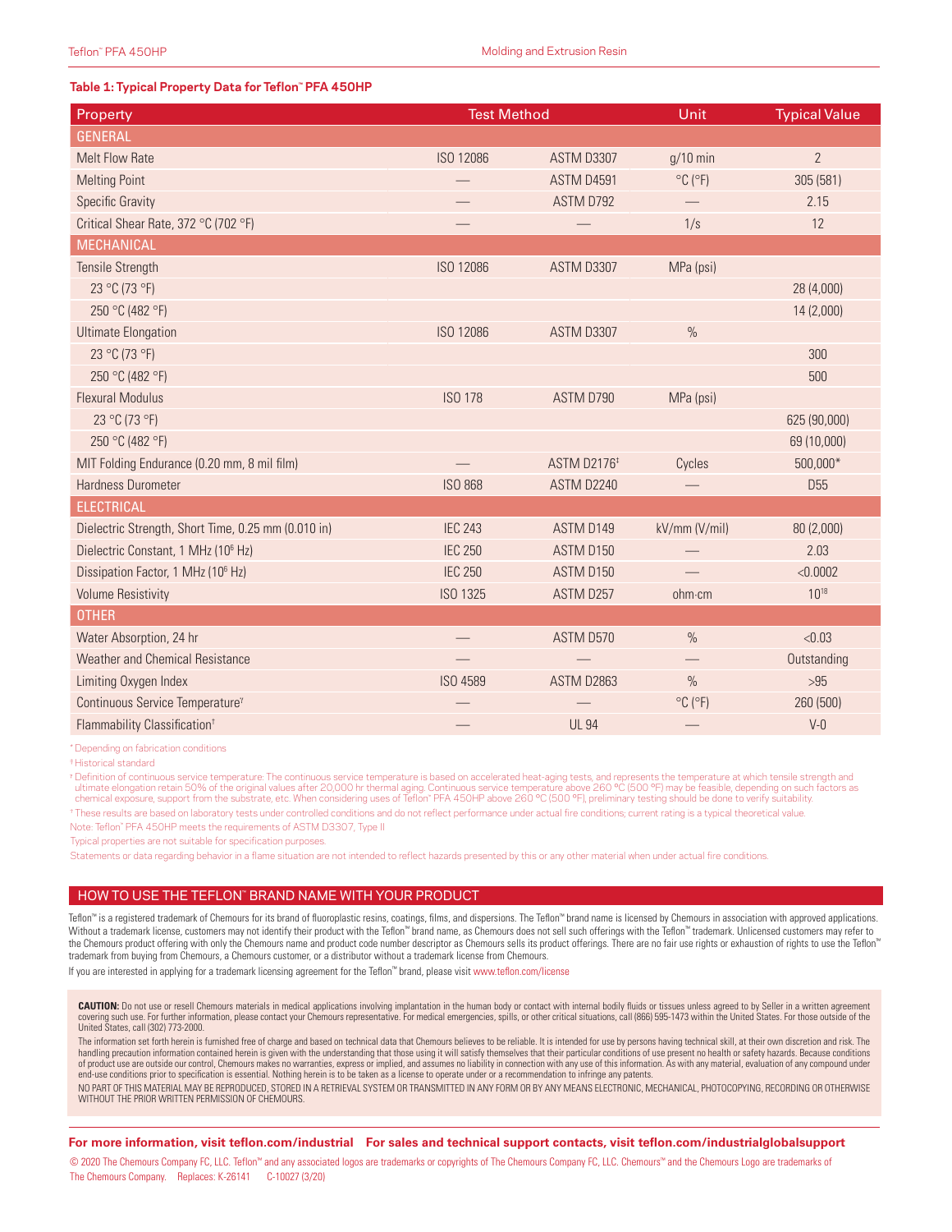**Table 1: Typical Property Data for Teflon™ PFA 450HP**

| Property | Test Method | | Unit | Typical Value |
|---|---|---|---|---|
| **GENERAL** | | | | |
| Melt Flow Rate | ISO 12086 | ASTM D3307 | g/10 min | 2 |
| Melting Point | — | ASTM D4591 | °C (°F) | 305 (581) |
| Specific Gravity | — | ASTM D792 | — | 2.15 |
| Critical Shear Rate, 372 °C (702 °F) | — | — | 1/s | 12 |
| **MECHANICAL** | | | | |
| Tensile Strength | ISO 12086 | ASTM D3307 | MPa (psi) | |
| 23 °C (73 °F) | | | | 28 (4,000) |
| 250 °C (482 °F) | | | | 14 (2,000) |
| Ultimate Elongation | ISO 12086 | ASTM D3307 | % | |
| 23 °C (73 °F) | | | | 300 |
| 250 °C (482 °F) | | | | 500 |
| Flexural Modulus | ISO 178 | ASTM D790 | MPa (psi) | |
| 23 °C (73 °F) | | | | 625 (90,000) |
| 250 °C (482 °F) | | | | 69 (10,000) |
| MIT Folding Endurance (0.20 mm, 8 mil film) | — | ASTM D2176‡ | Cycles | 500,000* |
| Hardness Durometer | ISO 868 | ASTM D2240 | — | D55 |
| **ELECTRICAL** | | | | |
| Dielectric Strength, Short Time, 0.25 mm (0.010 in) | IEC 243 | ASTM D149 | kV/mm (V/mil) | 80 (2,000) |
| Dielectric Constant, 1 MHz ($10^6$ Hz) | IEC 250 | ASTM D150 | — | 2.03 |
| Dissipation Factor, 1 MHz ($10^6$ Hz) | IEC 250 | ASTM D150 | — | <0.0002 |
| Volume Resistivity | ISO 1325 | ASTM D257 | ohm·cm | $10^{18}$ |
| **OTHER** | | | | |
| Water Absorption, 24 hr | — | ASTM D570 | % | <0.03 |
| Weather and Chemical Resistance | — | — | — | Outstanding |
| Limiting Oxygen Index | ISO 4589 | ASTM D2863 | % | >95 |
| Continuous Service Temperature[γ] | — | — | °C (°F) | 260 (500) |
| Flammability Classification[†] | — | UL 94 | — | V-0 |

\* Depending on fabrication conditions

‡ Historical standard

γ Definition of continuous service temperature: The continuous service temperature is based on accelerated heat-aging tests, and represents the temperature at which tensile strength and ultimate elongation retain 50% of the original values after 20,000 hr thermal aging. Continuous service temperature above 260 °C (500 °F) may be feasible, depending on such factors as chemical exposure, support from the substrate, etc. When considering uses of Teflon™ PFA 450HP above 260 °C (500 °F), preliminary testing should be done to verify suitability.

† These results are based on laboratory tests under controlled conditions and do not reflect performance under actual fire conditions; current rating is a typical theoretical value.

Note: Teflon™ PFA 450HP meets the requirements of ASTM D3307, Type II

Typical properties are not suitable for specification purposes.

Statements or data regarding behavior in a flame situation are not intended to reflect hazards presented by this or any other material when under actual fire conditions.

## HOW TO USE THE TEFLON™ BRAND NAME WITH YOUR PRODUCT

Teflon™ is a registered trademark of Chemours for its brand of fluoroplastic resins, coatings, films, and dispersions. The Teflon™ brand name is licensed by Chemours in association with approved applications. Without a trademark license, customers may not identify their product with the Teflon™ brand name, as Chemours does not sell such offerings with the Teflon™ trademark. Unlicensed customers may refer to the Chemours product offering with only the Chemours name and product code number descriptor as Chemours sells its product offerings. There are no fair use rights or exhaustion of rights to use the Teflon™ trademark from buying from Chemours, a Chemours customer, or a distributor without a trademark license from Chemours.

If you are interested in applying for a trademark licensing agreement for the Teflon™ brand, please visit www.teflon.com/license

**CAUTION:** Do not use or resell Chemours materials in medical applications involving implantation in the human body or contact with internal bodily fluids or tissues unless agreed to by Seller in a written agreement covering such use. For further information, please contact your Chemours representative. For medical emergencies, spills, or other critical situations, call (866) 595-1473 within the United States. For those outside of the United States, call (302) 773-2000.

The information set forth herein is furnished free of charge and based on technical data that Chemours believes to be reliable. It is intended for use by persons having technical skill, at their own discretion and risk. The handling precaution information contained herein is given with the understanding that those using it will satisfy themselves that their particular conditions of use present no health or safety hazards. Because conditions of product use are outside our control, Chemours makes no warranties, express or implied, and assumes no liability in connection with any use of this information. As with any material, evaluation of any compound under end-use conditions prior to specification is essential. Nothing herein is to be taken as a license to operate under or a recommendation to infringe any patents.

NO PART OF THIS MATERIAL MAY BE REPRODUCED, STORED IN A RETRIEVAL SYSTEM OR TRANSMITTED IN ANY FORM OR BY ANY MEANS ELECTRONIC, MECHANICAL, PHOTOCOPYING, RECORDING OR OTHERWISE WITHOUT THE PRIOR WRITTEN PERMISSION OF CHEMOURS.

**For more information, visit teflon.com/industrial For sales and technical support contacts, visit teflon.com/industrialglobalsupport**

© 2020 The Chemours Company FC, LLC. Teflon™ and any associated logos are trademarks or copyrights of The Chemours Company FC, LLC. Chemours™ and the Chemours Logo are trademarks of The Chemours Company. Replaces: K-26141 C-10027 (3/20)